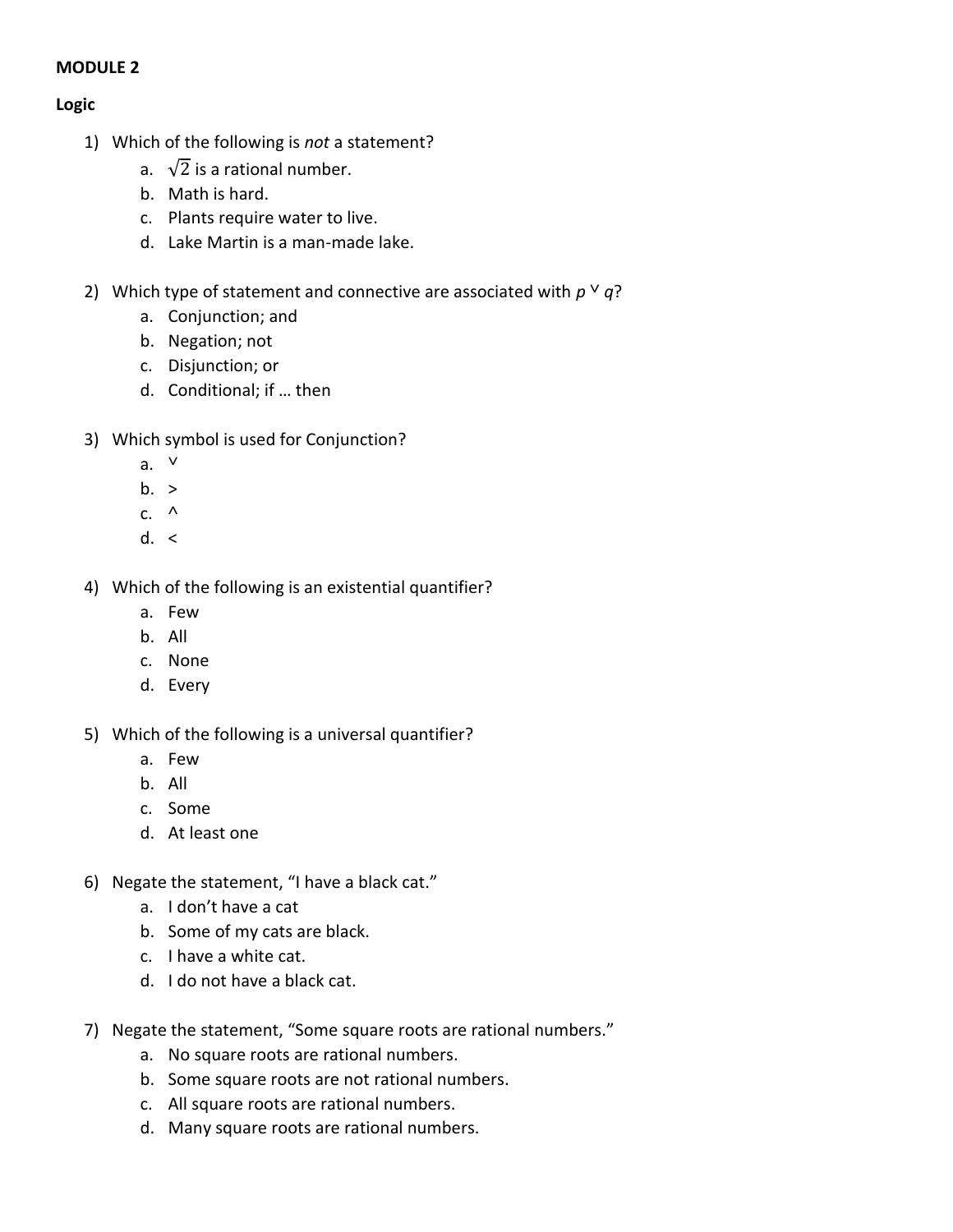**MODULE 2**

**Logic**

1) Which of the following is *not* a statement?
   a. $\sqrt{2}$ is a rational number.
   b. Math is hard.
   c. Plants require water to live.
   d. Lake Martin is a man-made lake.

2) Which type of statement and connective are associated with $p \vee q$?
   a. Conjunction; and
   b. Negation; not
   c. Disjunction; or
   d. Conditional; if … then

3) Which symbol is used for Conjunction?
   a. $\vee$
   b. $>$
   c. $\wedge$
   d. $<$

4) Which of the following is an existential quantifier?
   a. Few
   b. All
   c. None
   d. Every

5) Which of the following is a universal quantifier?
   a. Few
   b. All
   c. Some
   d. At least one

6) Negate the statement, "I have a black cat."
   a. I don't have a cat
   b. Some of my cats are black.
   c. I have a white cat.
   d. I do not have a black cat.

7) Negate the statement, "Some square roots are rational numbers."
   a. No square roots are rational numbers.
   b. Some square roots are not rational numbers.
   c. All square roots are rational numbers.
   d. Many square roots are rational numbers.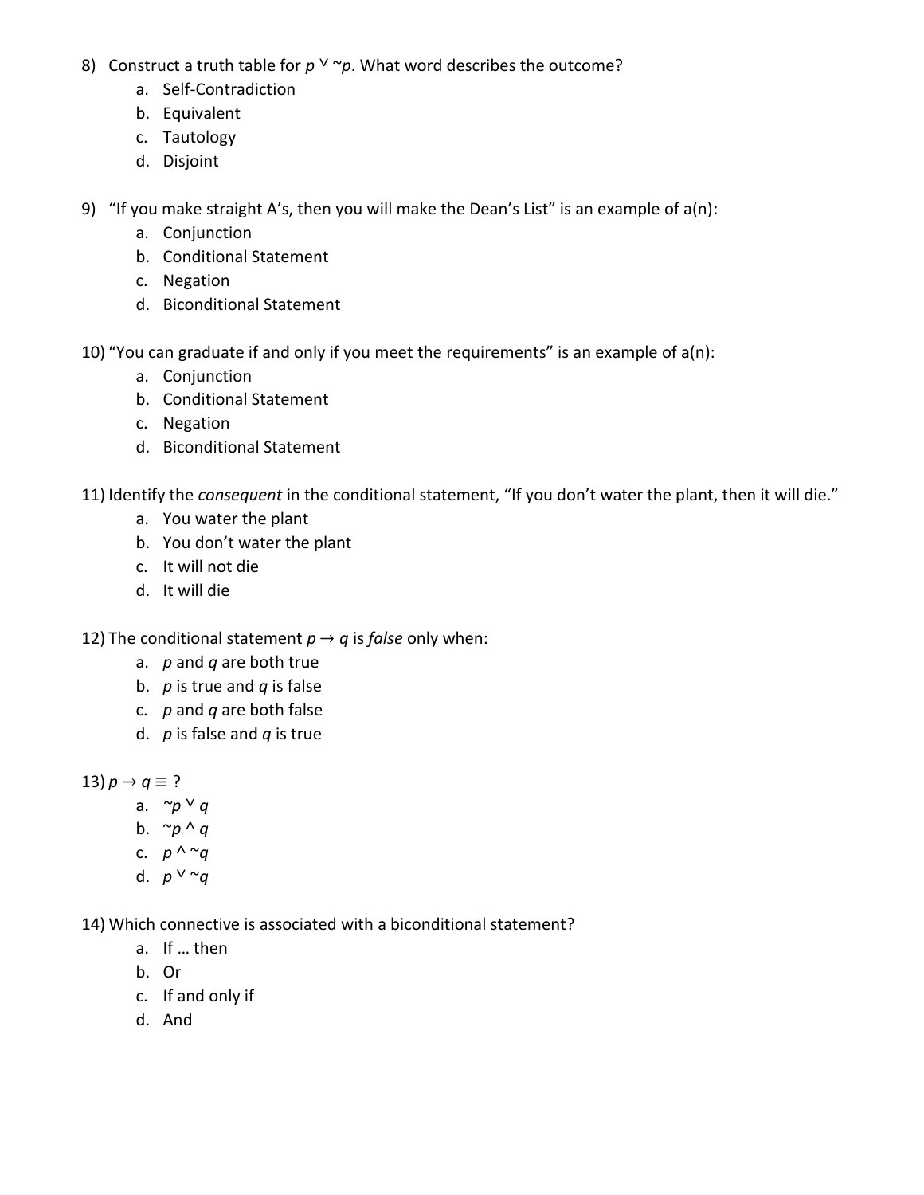8) Construct a truth table for $p \vee \sim p$. What word describes the outcome?
   a. Self-Contradiction
   b. Equivalent
   c. Tautology
   d. Disjoint

9) "If you make straight A's, then you will make the Dean's List" is an example of a(n):
   a. Conjunction
   b. Conditional Statement
   c. Negation
   d. Biconditional Statement

10) "You can graduate if and only if you meet the requirements" is an example of a(n):
   a. Conjunction
   b. Conditional Statement
   c. Negation
   d. Biconditional Statement

11) Identify the *consequent* in the conditional statement, "If you don't water the plant, then it will die."
   a. You water the plant
   b. You don't water the plant
   c. It will not die
   d. It will die

12) The conditional statement $p \rightarrow q$ is *false* only when:
   a. $p$ and $q$ are both true
   b. $p$ is true and $q$ is false
   c. $p$ and $q$ are both false
   d. $p$ is false and $q$ is true

13) $p \rightarrow q \equiv$ ?
   a. $\sim p \vee q$
   b. $\sim p \wedge q$
   c. $p \wedge \sim q$
   d. $p \vee \sim q$

14) Which connective is associated with a biconditional statement?
   a. If … then
   b. Or
   c. If and only if
   d. And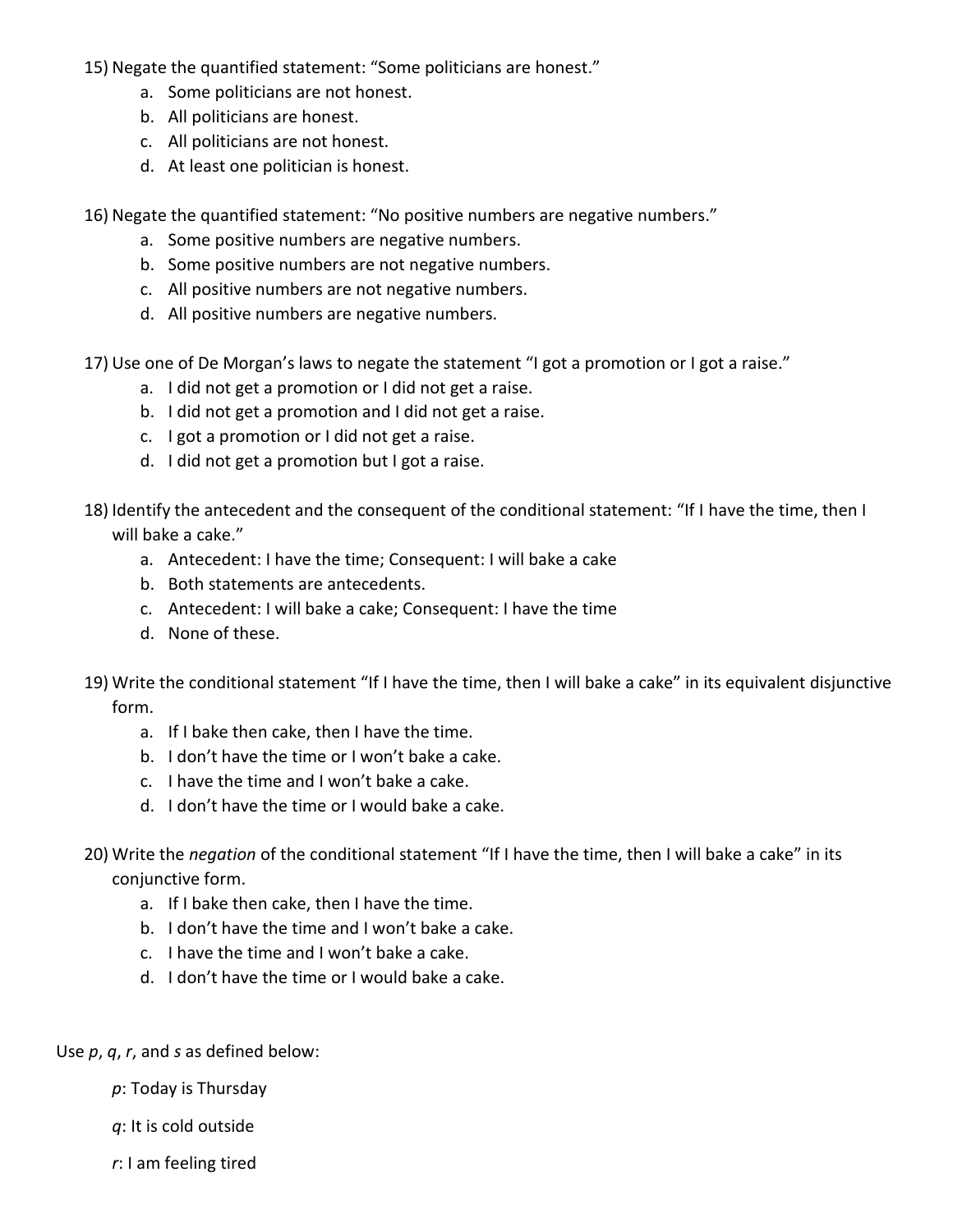15) Negate the quantified statement: “Some politicians are honest.”
   a. Some politicians are not honest.
   b. All politicians are honest.
   c. All politicians are not honest.
   d. At least one politician is honest.

16) Negate the quantified statement: “No positive numbers are negative numbers.”
   a. Some positive numbers are negative numbers.
   b. Some positive numbers are not negative numbers.
   c. All positive numbers are not negative numbers.
   d. All positive numbers are negative numbers.

17) Use one of De Morgan’s laws to negate the statement “I got a promotion or I got a raise.”
   a. I did not get a promotion or I did not get a raise.
   b. I did not get a promotion and I did not get a raise.
   c. I got a promotion or I did not get a raise.
   d. I did not get a promotion but I got a raise.

18) Identify the antecedent and the consequent of the conditional statement: “If I have the time, then I will bake a cake.”
   a. Antecedent: I have the time; Consequent: I will bake a cake
   b. Both statements are antecedents.
   c. Antecedent: I will bake a cake; Consequent: I have the time
   d. None of these.

19) Write the conditional statement “If I have the time, then I will bake a cake” in its equivalent disjunctive form.
   a. If I bake then cake, then I have the time.
   b. I don’t have the time or I won’t bake a cake.
   c. I have the time and I won’t bake a cake.
   d. I don’t have the time or I would bake a cake.

20) Write the *negation* of the conditional statement “If I have the time, then I will bake a cake” in its conjunctive form.
   a. If I bake then cake, then I have the time.
   b. I don’t have the time and I won’t bake a cake.
   c. I have the time and I won’t bake a cake.
   d. I don’t have the time or I would bake a cake.

Use $p$, $q$, $r$, and $s$ as defined below:

$p$: Today is Thursday

$q$: It is cold outside

$r$: I am feeling tired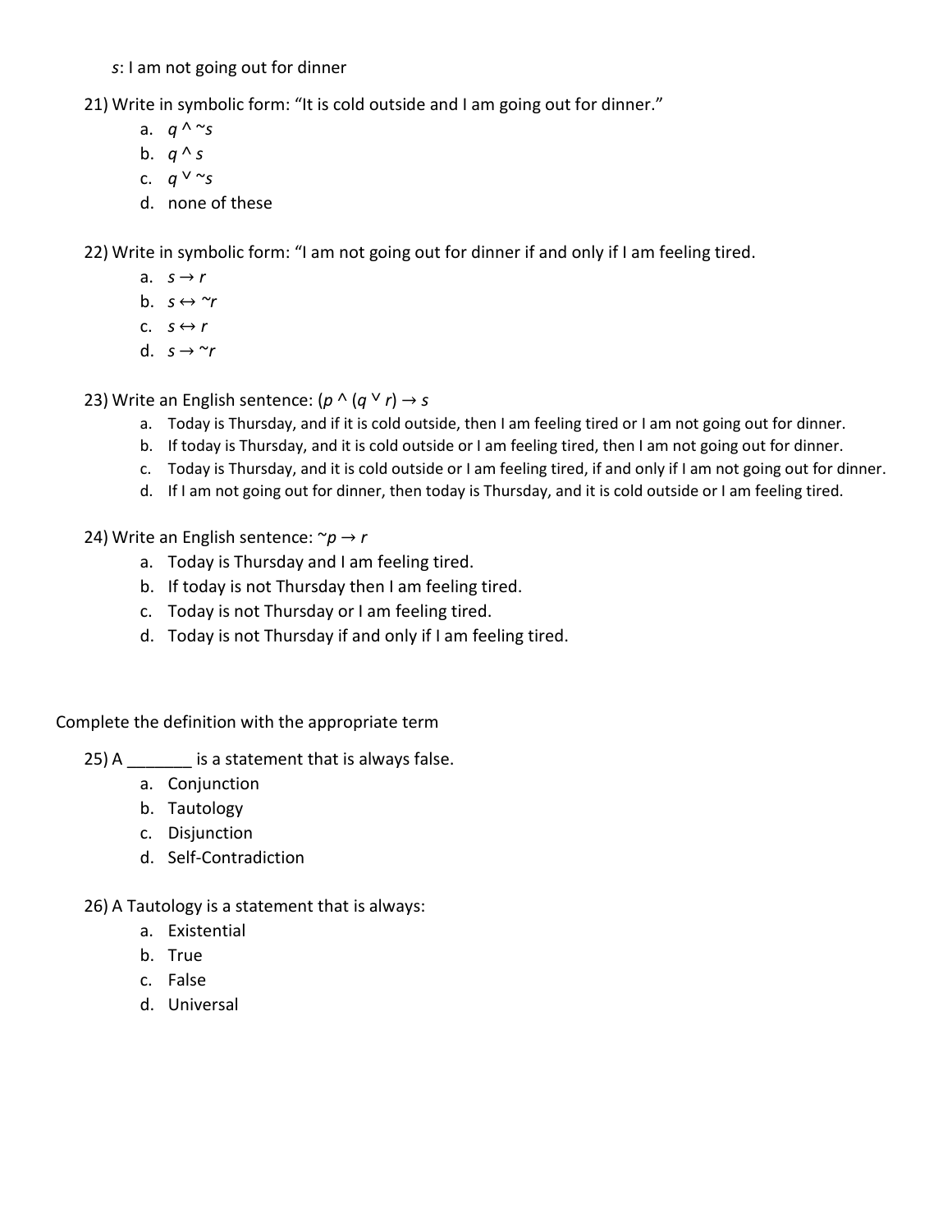*s*: I am not going out for dinner

21) Write in symbolic form: "It is cold outside and I am going out for dinner."

a. $q \wedge {\sim}s$
b. $q \wedge s$
c. $q \vee {\sim}s$
d. none of these

22) Write in symbolic form: "I am not going out for dinner if and only if I am feeling tired.

a. $s \rightarrow r$
b. $s \leftrightarrow {\sim}r$
c. $s \leftrightarrow r$
d. $s \rightarrow {\sim}r$

23) Write an English sentence: $(p \wedge (q \vee r) \rightarrow s$

a. Today is Thursday, and if it is cold outside, then I am feeling tired or I am not going out for dinner.
b. If today is Thursday, and it is cold outside or I am feeling tired, then I am not going out for dinner.
c. Today is Thursday, and it is cold outside or I am feeling tired, if and only if I am not going out for dinner.
d. If I am not going out for dinner, then today is Thursday, and it is cold outside or I am feeling tired.

24) Write an English sentence: ${\sim}p \rightarrow r$

a. Today is Thursday and I am feeling tired.
b. If today is not Thursday then I am feeling tired.
c. Today is not Thursday or I am feeling tired.
d. Today is not Thursday if and only if I am feeling tired.

Complete the definition with the appropriate term

25) A _______ is a statement that is always false.

a. Conjunction
b. Tautology
c. Disjunction
d. Self-Contradiction

26) A Tautology is a statement that is always:

a. Existential
b. True
c. False
d. Universal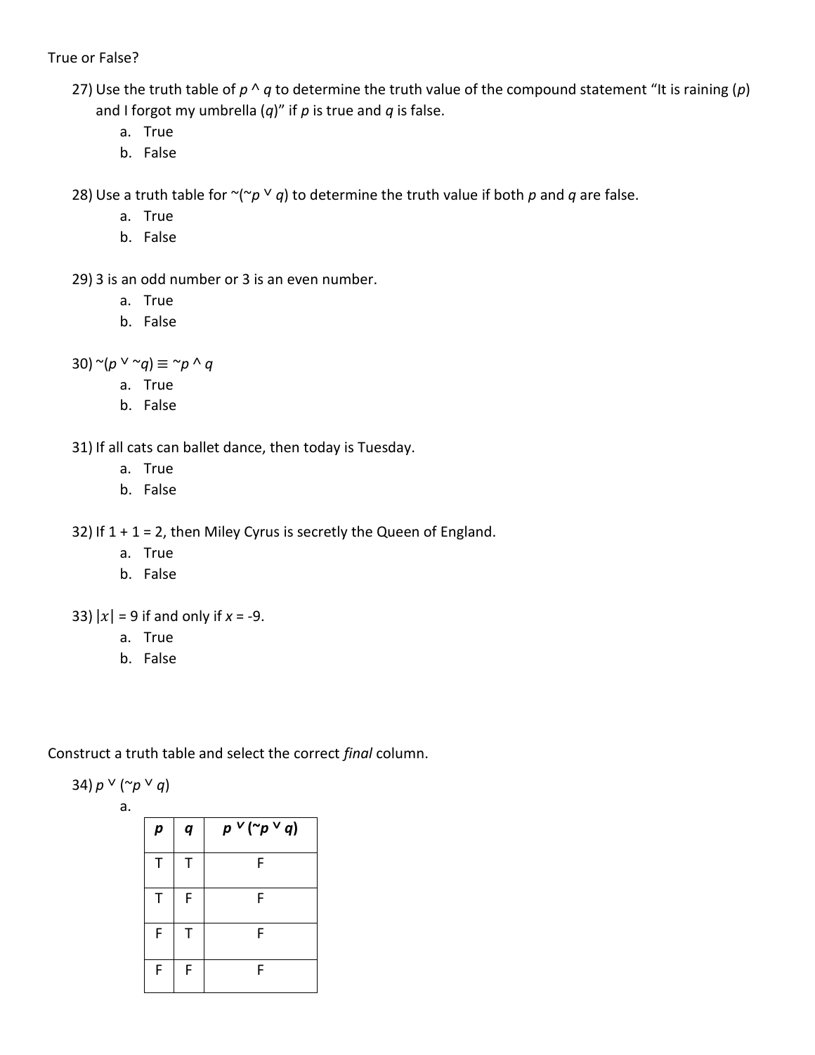True or False?

27) Use the truth table of $p \wedge q$ to determine the truth value of the compound statement "It is raining ($p$) and I forgot my umbrella ($q$)" if $p$ is true and $q$ is false.

a. True
b. False

28) Use a truth table for $\sim(\sim p \vee q)$ to determine the truth value if both $p$ and $q$ are false.

a. True
b. False

29) 3 is an odd number or 3 is an even number.

a. True
b. False

30) $\sim(p \vee \sim q) \equiv \sim p \wedge q$

a. True
b. False

31) If all cats can ballet dance, then today is Tuesday.

a. True
b. False

32) If 1 + 1 = 2, then Miley Cyrus is secretly the Queen of England.

a. True
b. False

33) $|x| = 9$ if and only if $x = -9$.

a. True
b. False

Construct a truth table and select the correct *final* column.

34) $p \vee (\sim p \vee q)$

a.

| $p$ | $q$ | $p \vee (\sim p \vee q)$ |
|---|---|---|
| T | T | F |
| T | F | F |
| F | T | F |
| F | F | F |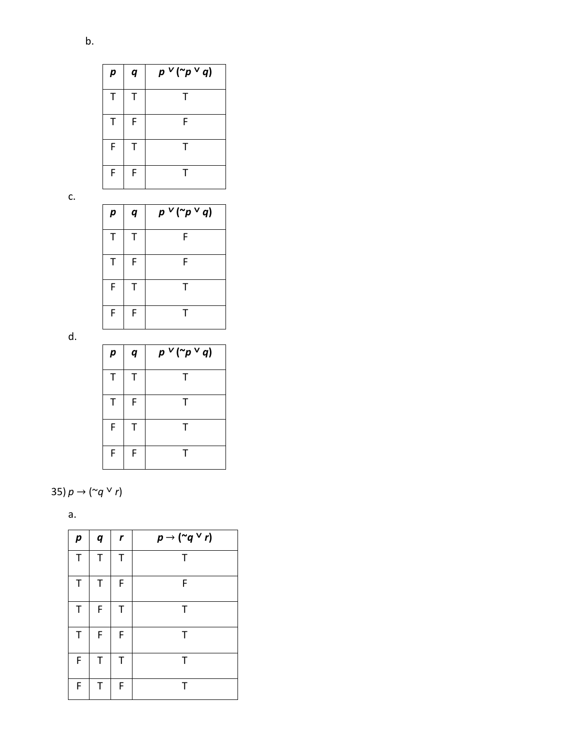b.

| *p* | *q* | $p \vee (\sim p \vee q)$ |
|---|---|---|
| T | T | T |
| T | F | F |
| F | T | T |
| F | F | T |

c.

| *p* | *q* | $p \vee (\sim p \vee q)$ |
|---|---|---|
| T | T | F |
| T | F | F |
| F | T | T |
| F | F | T |

d.

| *p* | *q* | $p \vee (\sim p \vee q)$ |
|---|---|---|
| T | T | T |
| T | F | T |
| F | T | T |
| F | F | T |

35) $p \rightarrow (\sim q \vee r)$

a.

| *p* | *q* | *r* | $p \rightarrow (\sim q \vee r)$ |
|---|---|---|---|
| T | T | T | T |
| T | T | F | F |
| T | F | T | T |
| T | F | F | T |
| F | T | T | T |
| F | T | F | T |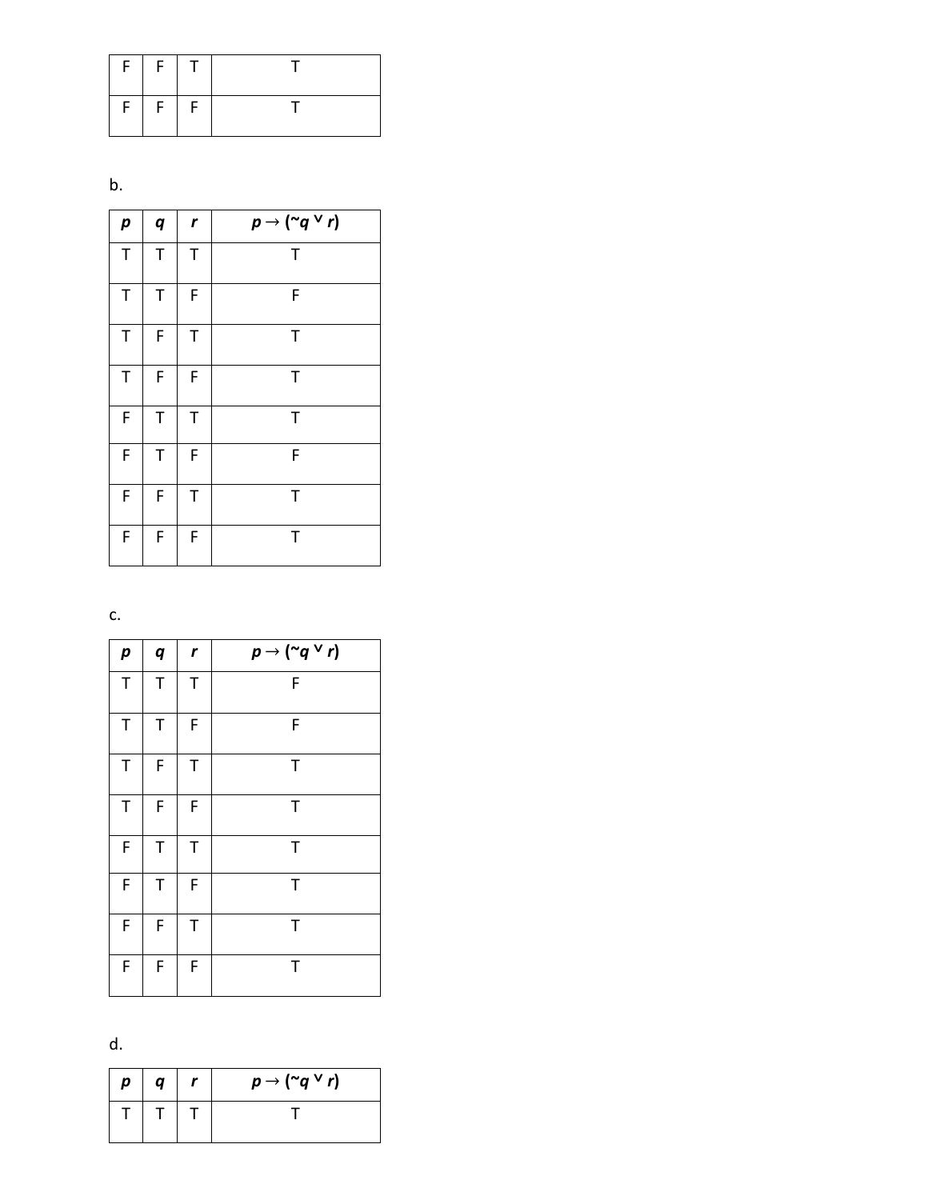| F | F | T | T |
|---|---|---|---|
| F | F | F | T |

b.

| *p* | *q* | *r* | *p* → (~*q* ∨ *r*) |
|---|---|---|---|
| T | T | T | T |
| T | T | F | F |
| T | F | T | T |
| T | F | F | T |
| F | T | T | T |
| F | T | F | F |
| F | F | T | T |
| F | F | F | T |

c.

| *p* | *q* | *r* | *p* → (~*q* ∨ *r*) |
|---|---|---|---|
| T | T | T | F |
| T | T | F | F |
| T | F | T | T |
| T | F | F | T |
| F | T | T | T |
| F | T | F | T |
| F | F | T | T |
| F | F | F | T |

d.

| *p* | *q* | *r* | *p* → (~*q* ∨ *r*) |
|---|---|---|---|
| T | T | T | T |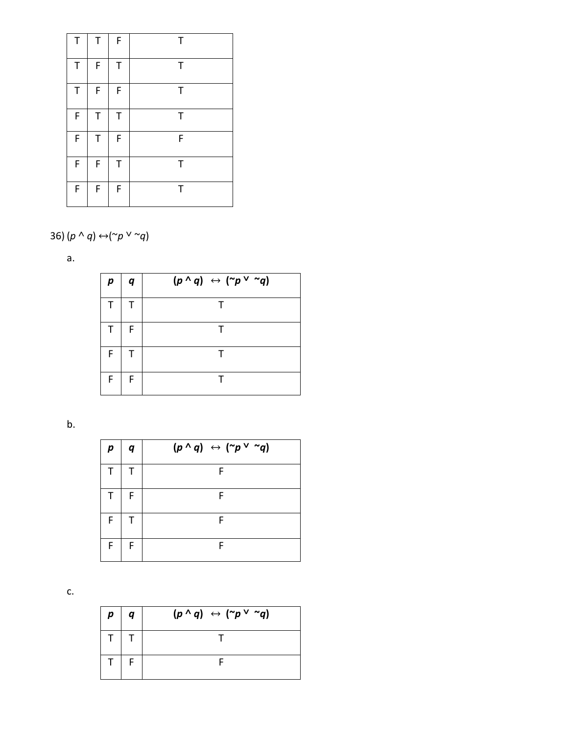| T | T | F | T |
|---|---|---|---|
| T | F | T | T |
| T | F | F | T |
| F | T | T | T |
| F | T | F | F |
| F | F | T | T |
| F | F | F | T |

36) $(p \wedge q) \leftrightarrow (\sim p \vee \sim q)$

a.

| $p$ | $q$ | $(p \wedge q) \leftrightarrow (\sim p \vee \sim q)$ |
|---|---|---|
| T | T | T |
| T | F | T |
| F | T | T |
| F | F | T |

b.

| $p$ | $q$ | $(p \wedge q) \leftrightarrow (\sim p \vee \sim q)$ |
|---|---|---|
| T | T | F |
| T | F | F |
| F | T | F |
| F | F | F |

c.

| $p$ | $q$ | $(p \wedge q) \leftrightarrow (\sim p \vee \sim q)$ |
|---|---|---|
| T | T | T |
| T | F | F |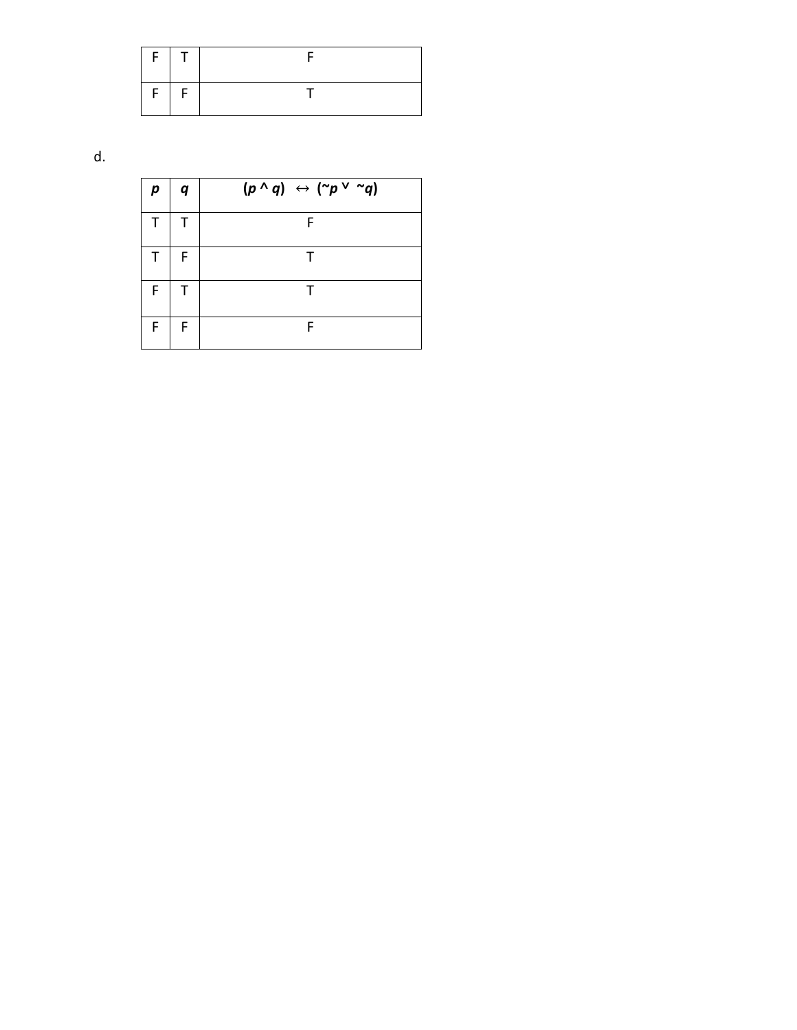| | | |
|---|---|---|
| F | T | F |
| F | F | T |

d.

| *p* | *q* | $(p \wedge q) \leftrightarrow (\sim p \vee \sim q)$ |
|---|---|---|
| T | T | F |
| T | F | T |
| F | T | T |
| F | F | F |